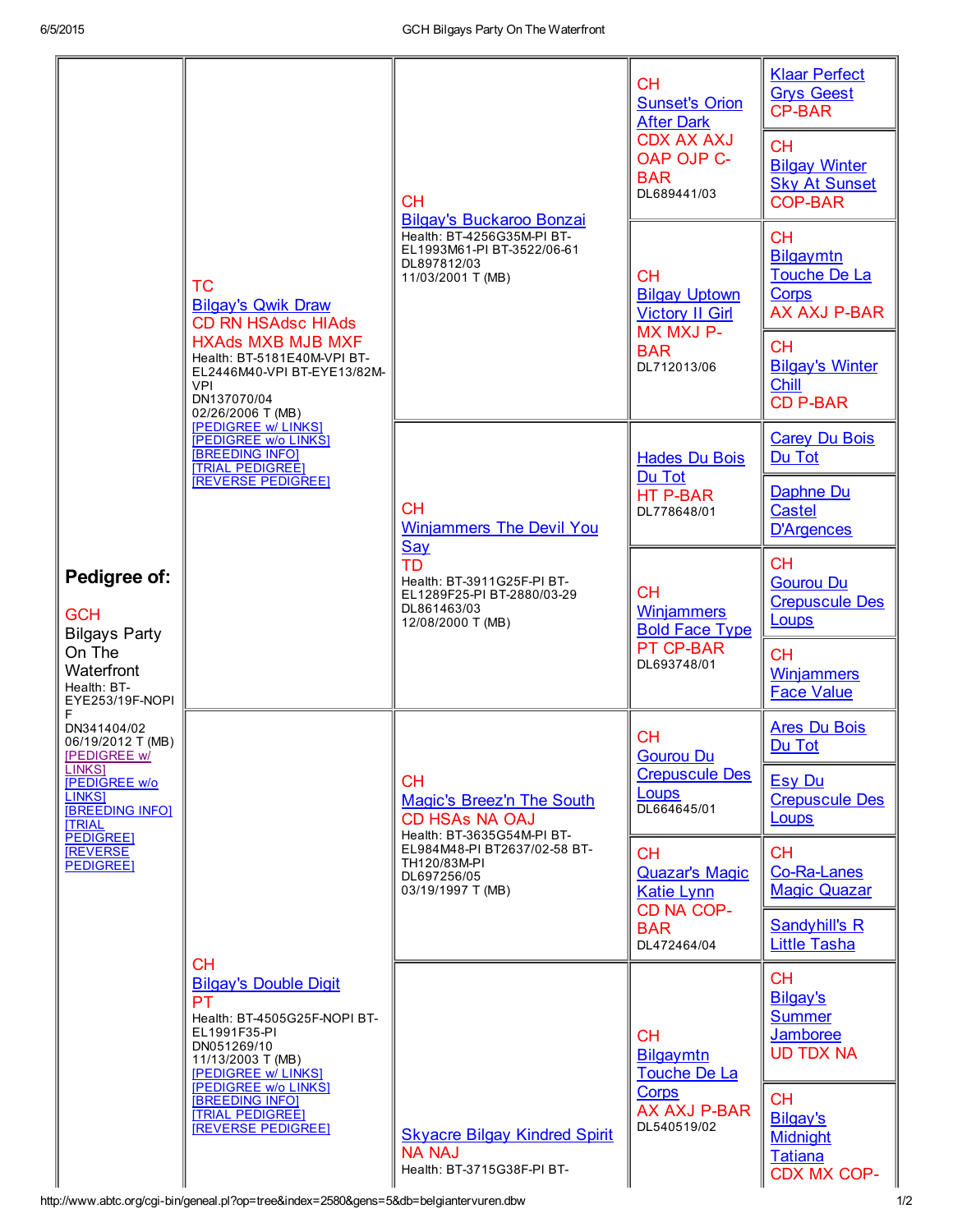| | | | | |
|---|---|---|---|---|
| **Pedigree of:** GCH Bilgays Party On The Waterfront Health: BT-EYE253/19F-NOPI F DN341404/02 06/19/2012 T (MB) [PEDIGREE w/ LINKS] [PEDIGREE w/o LINKS] [BREEDING INFO] [TRIAL PEDIGREE] [REVERSE PEDIGREE] | TC Bilgay's Qwik Draw CD RN HSAdsc HIAds HXAds MXB MJB MXF Health: BT-5181E40M-VPI BT-EL2446M40-VPI BT-EYE13/82M-VPI DN137070/04 02/26/2006 T (MB) [PEDIGREE w/ LINKS] [PEDIGREE w/o LINKS] [BREEDING INFO] [TRIAL PEDIGREE] [REVERSE PEDIGREE] | CH Bilgay's Buckaroo Bonzai Health: BT-4256G35M-PI BT-EL1993M61-PI BT-3522/06-61 DL897812/03 11/03/2001 T (MB) | CH Sunset's Orion After Dark CDX AX AXJ OAP OJP C-BAR DL689441/03 | Klaar Perfect Grys Geest CP-BAR |
| | | | | CH Bilgay Winter Sky At Sunset COP-BAR |
| | | | CH Bilgay Uptown Victory II Girl MX MXJ P-BAR DL712013/06 | CH Bilgaymtn Touche De La Corps AX AXJ P-BAR |
| | | | | CH Bilgay's Winter Chill CD P-BAR |
| | | CH Winjammers The Devil You Say TD Health: BT-3911G25F-PI BT-EL1289F25-PI BT-2880/03-29 DL861463/03 12/08/2000 T (MB) | Hades Du Bois Du Tot HT P-BAR DL778648/01 | Carey Du Bois Du Tot |
| | | | | Daphne Du Castel D'Argences |
| | | | CH Winjammers Bold Face Type PT CP-BAR DL693748/01 | CH Gourou Du Crepuscule Des Loups |
| | | | | CH Winjammers Face Value |
| | CH Bilgay's Double Digit PT Health: BT-4505G25F-NOPI BT-EL1991F35-PI DN051269/10 11/13/2003 T (MB) [PEDIGREE w/ LINKS] [PEDIGREE w/o LINKS] [BREEDING INFO] [TRIAL PEDIGREE] [REVERSE PEDIGREE] | CH Magic's Breez'n The South CD HSAs NA OAJ Health: BT-3635G54M-PI BT-EL984M48-PI BT2637/02-58 BT-TH120/83M-PI DL697256/05 03/19/1997 T (MB) | CH Gourou Du Crepuscule Des Loups DL664645/01 | Ares Du Bois Du Tot |
| | | | | Esy Du Crepuscule Des Loups |
| | | | CH Quazar's Magic Katie Lynn CD NA COP-BAR DL472464/04 | CH Co-Ra-Lanes Magic Quazar |
| | | | | Sandyhill's R Little Tasha |
| | | Skyacre Bilgay Kindred Spirit NA NAJ Health: BT-3715G38F-PI BT- | CH Bilgaymtn Touche De La Corps AX AXJ P-BAR DL540519/02 | CH Bilgay's Summer Jamboree UD TDX NA |
| | | | | CH Bilgay's Midnight Tatiana CDX MX COP- |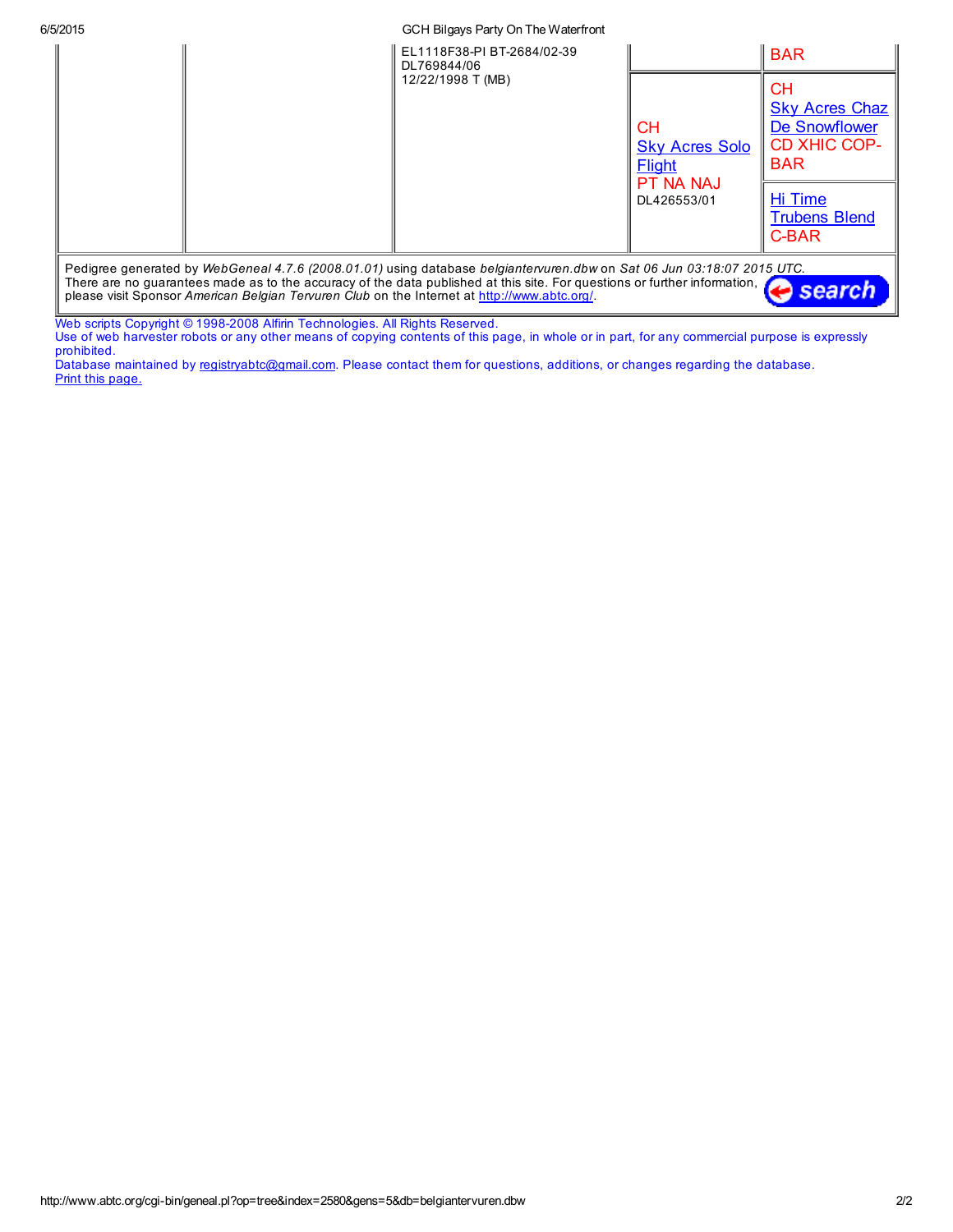| | | | | |
|---|---|---|---|---|
| | | EL1118F38-PI BT-2684/02-39<br>DL769844/06<br>12/22/1998 T (MB) | | BAR |
| | | | CH<br>Sky Acres Solo Flight<br>PT NA NAJ<br>DL426553/01 | CH<br>Sky Acres Chaz De Snowflower<br>CD XHIC COP-BAR |
| | | | | Hi Time Trubens Blend<br>C-BAR |

Pedigree generated by *WebGeneal 4.7.6 (2008.01.01)* using database *belgiantervuren.dbw* on *Sat 06 Jun 03:18:07 2015 UTC*.
There are no guarantees made as to the accuracy of the data published at this site. For questions or further information, please visit Sponsor *American Belgian Tervuren Club* on the Internet at http://www.abtc.org/.

search

Web scripts Copyright © 1998-2008 Alfirin Technologies. All Rights Reserved.
Use of web harvester robots or any other means of copying contents of this page, in whole or in part, for any commercial purpose is expressly prohibited.
Database maintained by registryabtc@gmail.com. Please contact them for questions, additions, or changes regarding the database.
Print this page.